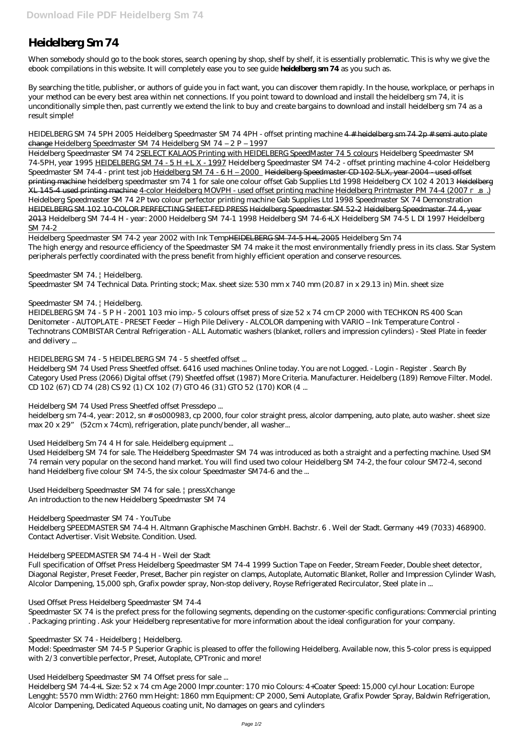# Heidelberg Sm 74

When somebody should go to the book stores, search opening by shop, shelf by shelf, it is essentially problematic. This is why we give the ebook compilations in this website. It will completely ease you to see guide **heidelberg sm 74** as you such as.

By searching the title, publisher, or authors of guide you in fact want, you can discover them rapidly. In the house, workplace, or perhaps in your method can be every best area within net connections. If you point toward to download and install the heidelberg sm 74, it is unconditionally simple then, past currently we extend the link to buy and create bargains to download and install heidelberg sm 74 as a result simple!

*HEIDELBERG SM 74 5PH 2005 Heidelberg Speedmaster SM 74 4PH - offset printing machine* ~~4 # heidelberg sm 74 2p # semi auto plate change~~ *Heidelberg Speedmaster SM 74 Heidelberg SM 74 – 2 P – 1997*

Heidelberg Speedmaster SM 74 2SELECT KALAOS Printing with HEIDELBERG SpeedMaster 74 5 colours *Heidelberg Speedmaster SM 74-5PH, year 1995* HEIDELBERG SM 74 - 5 H + L X - 1997 *Heidelberg Speedmaster SM 74-2 - offset printing machine 4-color Heidelberg Speedmaster SM 74-4 - print test job* Heidelberg SM 74 - 6 H – 2000 ~~Heidelberg Speedmaster CD 102 5LX, year 2004 - used offset printing machine~~ *heidelberg speedmaster sm 74 1 for sale one colour offset Gab Supplies Ltd 1998 Heidelberg CX 102 4 2013* ~~Heidelberg XL 145-4 used printing machine~~ 4-color Heidelberg MOVPH - used offset printing machine Heidelberg Printmaster PM 74-4 (2007 г.в.) *Heidelberg Speedmaster SM 74 2P two colour perfector printing machine Gab Supplies Ltd 1998 Speedmaster SX 74 Demonstration* ~~HEIDELBERG SM 102 10-COLOR PERFECTING SHEET-FED PRESS~~ ~~Heidelberg Speedmaster SM 52-2~~ ~~Heidelberg Speedmaster 74 4, year 2013~~ *Heidelberg SM 74-4 H - year: 2000 Heidelberg SM 74-1 1998 Heidelberg SM 74-6+LX Heidelberg SM 74-5 L DI 1997 Heidelberg SM 74-2*

Heidelberg Speedmaster SM 74-2 year 2002 with Ink Temp~~HEIDELBERG SM 74-5 H+L 2005~~ *Heidelberg Sm 74*
The high energy and resource efficiency of the Speedmaster SM 74 make it the most environmentally friendly press in its class. Star System peripherals perfectly coordinated with the press benefit from highly efficient operation and conserve resources.

*Speedmaster SM 74. | Heidelberg.*
Speedmaster SM 74 Technical Data. Printing stock; Max. sheet size: 530 mm x 740 mm (20.87 in x 29.13 in) Min. sheet size

*Speedmaster SM 74. | Heidelberg.*
HEIDELBERG SM 74 - 5 P H - 2001 103 mio imp.- 5 colours offset press of size 52 x 74 cm CP 2000 with TECHKON RS 400 Scan Denitometer - AUTOPLATE - PRESET Feeder – High Pile Delivery - ALCOLOR dampening with VARIO – Ink Temperature Control - Technotrans COMBISTAR Central Refrigeration - ALL Automatic washers (blanket, rollers and impression cylinders) - Steel Plate in feeder and delivery ...

*HEIDELBERG SM 74 - 5 HEIDELBERG SM 74 - 5 sheetfed offset ...*
Heidelberg SM 74 Used Press Sheetfed offset. 6416 used machines Online today. You are not Logged. - Login - Register . Search By Category Used Press (2066) Digital offset (79) Sheetfed offset (1987) More Criteria. Manufacturer. Heidelberg (189) Remove Filter. Model. CD 102 (67) CD 74 (28) CS 92 (1) CX 102 (7) GTO 46 (31) GTO 52 (170) KOR (4 ...

*Heidelberg SM 74 Used Press Sheetfed offset Pressdepo ...*
heidelberg sm 74-4, year: 2012, sn # os000983, cp 2000, four color straight press, alcolor dampening, auto plate, auto washer. sheet size max 20 x 29" (52cm x 74cm), refrigeration, plate punch/bender, all washer...

*Used Heidelberg Sm 74 4 H for sale. Heidelberg equipment ...*
Used Heidelberg SM 74 for sale. The Heidelberg Speedmaster SM 74 was introduced as both a straight and a perfecting machine. Used SM 74 remain very popular on the second hand market. You will find used two colour Heidelberg SM 74-2, the four colour SM72-4, second hand Heidelberg five colour SM 74-5, the six colour Speedmaster SM74-6 and the ...

*Used Heidelberg Speedmaster SM 74 for sale. | pressXchange*
An introduction to the new Heidelberg Speedmaster SM 74

*Heidelberg Speedmaster SM 74 - YouTube*
Heidelberg SPEEDMASTER SM 74-4 H. Altmann Graphische Maschinen GmbH. Bachstr. 6 . Weil der Stadt. Germany +49 (7033) 468900. Contact Advertiser. Visit Website. Condition. Used.

*Heidelberg SPEEDMASTER SM 74-4 H - Weil der Stadt*
Full specification of Offset Press Heidelberg Speedmaster SM 74-4 1999 Suction Tape on Feeder, Stream Feeder, Double sheet detector, Diagonal Register, Preset Feeder, Preset, Bacher pin register on clamps, Autoplate, Automatic Blanket, Roller and Impression Cylinder Wash, Alcolor Dampening, 15,000 sph, Grafix powder spray, Non-stop delivery, Royse Refrigerated Recirculator, Steel plate in ...

*Used Offset Press Heidelberg Speedmaster SM 74-4*
Speedmaster SX 74 is the prefect press for the following segments, depending on the customer-specific configurations: Commercial printing . Packaging printing . Ask your Heidelberg representative for more information about the ideal configuration for your company.

*Speedmaster SX 74 - Heidelberg | Heidelberg.*
Model: Speedmaster SM 74-5 P Superior Graphic is pleased to offer the following Heidelberg. Available now, this 5-color press is equipped with 2/3 convertible perfector, Preset, Autoplate, CPTronic and more!

*Used Heidelberg Speedmaster SM 74 Offset press for sale ...*
Heidelberg SM 74-4+L Size: 52 x 74 cm Age 2000 Impr.counter: 170 mio Colours: 4+Coater Speed: 15,000 cyl.hour Location: Europe Lengght: 5570 mm Width: 2760 mm Height: 1860 mm Equipment: CP 2000, Semi Autoplate, Grafix Powder Spray, Baldwin Refrigeration, Alcolor Dampening, Dedicated Aqueous coating unit, No damages on gears and cylinders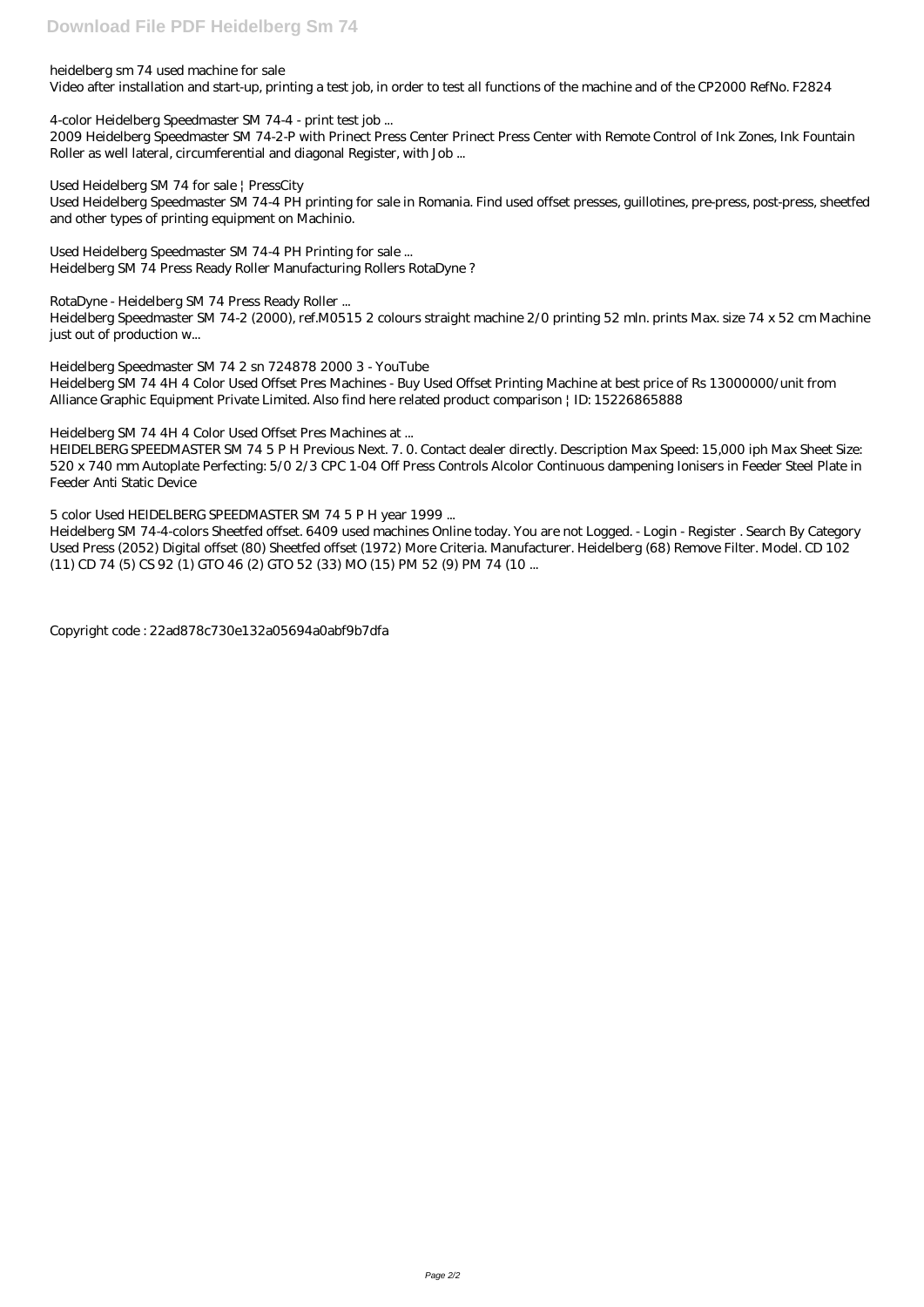*heidelberg sm 74 used machine for sale*

Video after installation and start-up, printing a test job, in order to test all functions of the machine and of the CP2000 RefNo. F2824

*4-color Heidelberg Speedmaster SM 74-4 - print test job ...*

2009 Heidelberg Speedmaster SM 74-2-P with Prinect Press Center Prinect Press Center with Remote Control of Ink Zones, Ink Fountain Roller as well lateral, circumferential and diagonal Register, with Job ...

*Used Heidelberg SM 74 for sale | PressCity*

Used Heidelberg Speedmaster SM 74-4 PH printing for sale in Romania. Find used offset presses, guillotines, pre-press, post-press, sheetfed and other types of printing equipment on Machinio.

*Used Heidelberg Speedmaster SM 74-4 PH Printing for sale ...*

Heidelberg SM 74 Press Ready Roller Manufacturing Rollers RotaDyne ?

*RotaDyne - Heidelberg SM 74 Press Ready Roller ...*

Heidelberg Speedmaster SM 74-2 (2000), ref.M0515 2 colours straight machine 2/0 printing 52 mln. prints Max. size 74 x 52 cm Machine just out of production w...

*Heidelberg Speedmaster SM 74 2 sn 724878 2000 3 - YouTube*

Heidelberg SM 74 4H 4 Color Used Offset Pres Machines - Buy Used Offset Printing Machine at best price of Rs 13000000/unit from Alliance Graphic Equipment Private Limited. Also find here related product comparison | ID: 15226865888

*Heidelberg SM 74 4H 4 Color Used Offset Pres Machines at ...*

HEIDELBERG SPEEDMASTER SM 74 5 P H Previous Next. 7. 0. Contact dealer directly. Description Max Speed: 15,000 iph Max Sheet Size: 520 x 740 mm Autoplate Perfecting: 5/0 2/3 CPC 1-04 Off Press Controls Alcolor Continuous dampening Ionisers in Feeder Steel Plate in Feeder Anti Static Device

*5 color Used HEIDELBERG SPEEDMASTER SM 74 5 P H year 1999 ...*

Heidelberg SM 74-4-colors Sheetfed offset. 6409 used machines Online today. You are not Logged. - Login - Register . Search By Category Used Press (2052) Digital offset (80) Sheetfed offset (1972) More Criteria. Manufacturer. Heidelberg (68) Remove Filter. Model. CD 102 (11) CD 74 (5) CS 92 (1) GTO 46 (2) GTO 52 (33) MO (15) PM 52 (9) PM 74 (10 ...

Copyright code : 22ad878c730e132a05694a0abf9b7dfa